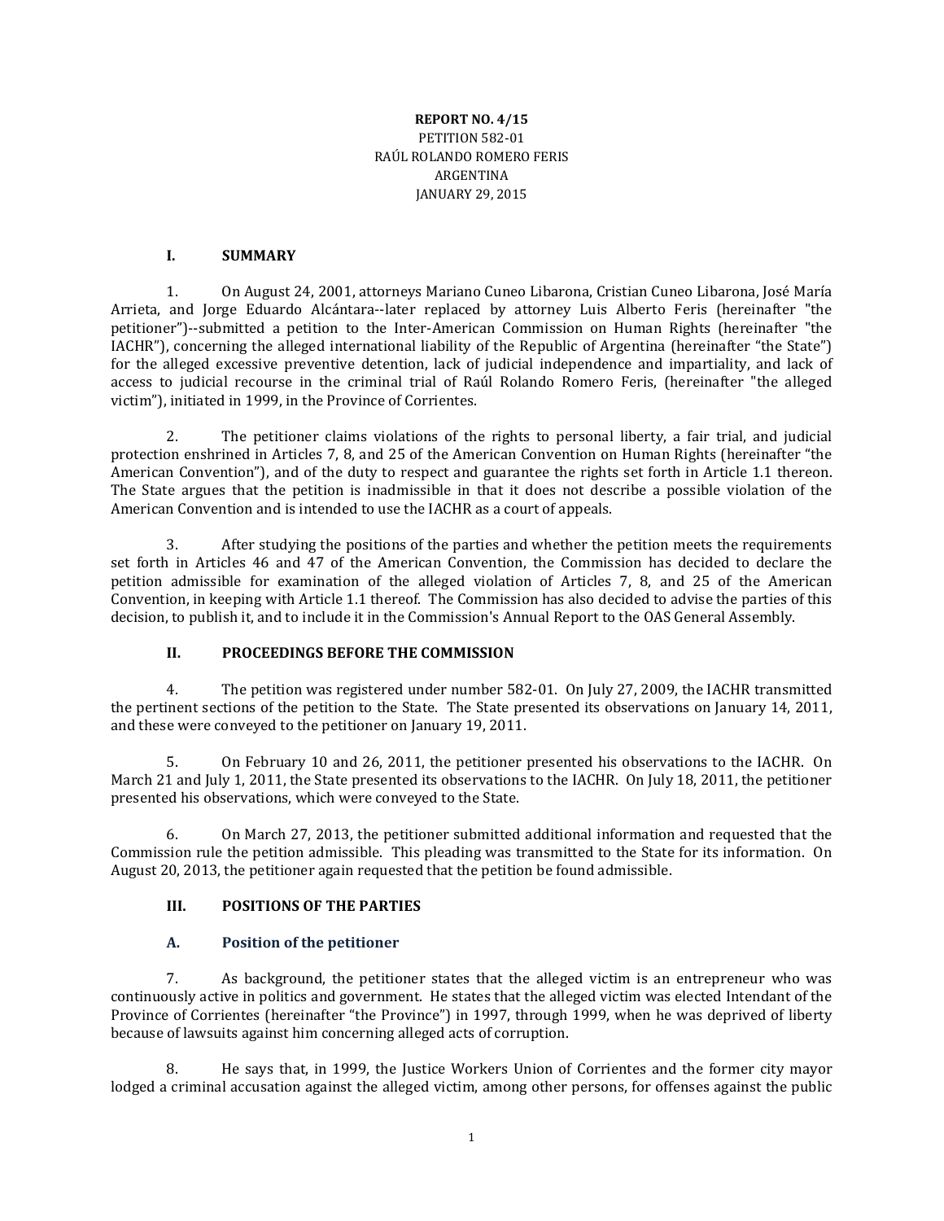**REPORT NO. 4/15**
PETITION 582-01
RAÚL ROLANDO ROMERO FERIS
ARGENTINA
JANUARY 29, 2015

## I. SUMMARY

1. On August 24, 2001, attorneys Mariano Cuneo Libarona, Cristian Cuneo Libarona, José María Arrieta, and Jorge Eduardo Alcántara--later replaced by attorney Luis Alberto Feris (hereinafter "the petitioner")--submitted a petition to the Inter-American Commission on Human Rights (hereinafter "the IACHR"), concerning the alleged international liability of the Republic of Argentina (hereinafter "the State") for the alleged excessive preventive detention, lack of judicial independence and impartiality, and lack of access to judicial recourse in the criminal trial of Raúl Rolando Romero Feris, (hereinafter "the alleged victim"), initiated in 1999, in the Province of Corrientes.

2. The petitioner claims violations of the rights to personal liberty, a fair trial, and judicial protection enshrined in Articles 7, 8, and 25 of the American Convention on Human Rights (hereinafter "the American Convention"), and of the duty to respect and guarantee the rights set forth in Article 1.1 thereon. The State argues that the petition is inadmissible in that it does not describe a possible violation of the American Convention and is intended to use the IACHR as a court of appeals.

3. After studying the positions of the parties and whether the petition meets the requirements set forth in Articles 46 and 47 of the American Convention, the Commission has decided to declare the petition admissible for examination of the alleged violation of Articles 7, 8, and 25 of the American Convention, in keeping with Article 1.1 thereof. The Commission has also decided to advise the parties of this decision, to publish it, and to include it in the Commission's Annual Report to the OAS General Assembly.

## II. PROCEEDINGS BEFORE THE COMMISSION

4. The petition was registered under number 582-01. On July 27, 2009, the IACHR transmitted the pertinent sections of the petition to the State. The State presented its observations on January 14, 2011, and these were conveyed to the petitioner on January 19, 2011.

5. On February 10 and 26, 2011, the petitioner presented his observations to the IACHR. On March 21 and July 1, 2011, the State presented its observations to the IACHR. On July 18, 2011, the petitioner presented his observations, which were conveyed to the State.

6. On March 27, 2013, the petitioner submitted additional information and requested that the Commission rule the petition admissible. This pleading was transmitted to the State for its information. On August 20, 2013, the petitioner again requested that the petition be found admissible.

## III. POSITIONS OF THE PARTIES

### A. Position of the petitioner

7. As background, the petitioner states that the alleged victim is an entrepreneur who was continuously active in politics and government. He states that the alleged victim was elected Intendant of the Province of Corrientes (hereinafter "the Province") in 1997, through 1999, when he was deprived of liberty because of lawsuits against him concerning alleged acts of corruption.

8. He says that, in 1999, the Justice Workers Union of Corrientes and the former city mayor lodged a criminal accusation against the alleged victim, among other persons, for offenses against the public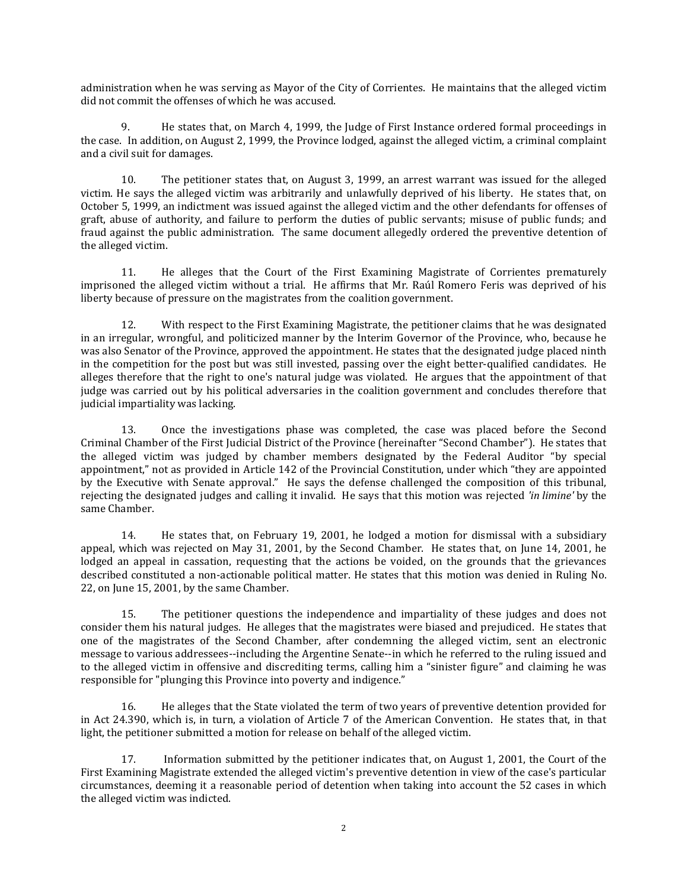administration when he was serving as Mayor of the City of Corrientes. He maintains that the alleged victim did not commit the offenses of which he was accused.

9. He states that, on March 4, 1999, the Judge of First Instance ordered formal proceedings in the case. In addition, on August 2, 1999, the Province lodged, against the alleged victim, a criminal complaint and a civil suit for damages.

10. The petitioner states that, on August 3, 1999, an arrest warrant was issued for the alleged victim. He says the alleged victim was arbitrarily and unlawfully deprived of his liberty. He states that, on October 5, 1999, an indictment was issued against the alleged victim and the other defendants for offenses of graft, abuse of authority, and failure to perform the duties of public servants; misuse of public funds; and fraud against the public administration. The same document allegedly ordered the preventive detention of the alleged victim.

11. He alleges that the Court of the First Examining Magistrate of Corrientes prematurely imprisoned the alleged victim without a trial. He affirms that Mr. Raúl Romero Feris was deprived of his liberty because of pressure on the magistrates from the coalition government.

12. With respect to the First Examining Magistrate, the petitioner claims that he was designated in an irregular, wrongful, and politicized manner by the Interim Governor of the Province, who, because he was also Senator of the Province, approved the appointment. He states that the designated judge placed ninth in the competition for the post but was still invested, passing over the eight better-qualified candidates. He alleges therefore that the right to one's natural judge was violated. He argues that the appointment of that judge was carried out by his political adversaries in the coalition government and concludes therefore that judicial impartiality was lacking.

13. Once the investigations phase was completed, the case was placed before the Second Criminal Chamber of the First Judicial District of the Province (hereinafter "Second Chamber"). He states that the alleged victim was judged by chamber members designated by the Federal Auditor "by special appointment," not as provided in Article 142 of the Provincial Constitution, under which "they are appointed by the Executive with Senate approval." He says the defense challenged the composition of this tribunal, rejecting the designated judges and calling it invalid. He says that this motion was rejected *'in limine'* by the same Chamber.

14. He states that, on February 19, 2001, he lodged a motion for dismissal with a subsidiary appeal, which was rejected on May 31, 2001, by the Second Chamber. He states that, on June 14, 2001, he lodged an appeal in cassation, requesting that the actions be voided, on the grounds that the grievances described constituted a non-actionable political matter. He states that this motion was denied in Ruling No. 22, on June 15, 2001, by the same Chamber.

15. The petitioner questions the independence and impartiality of these judges and does not consider them his natural judges. He alleges that the magistrates were biased and prejudiced. He states that one of the magistrates of the Second Chamber, after condemning the alleged victim, sent an electronic message to various addressees--including the Argentine Senate--in which he referred to the ruling issued and to the alleged victim in offensive and discrediting terms, calling him a "sinister figure" and claiming he was responsible for "plunging this Province into poverty and indigence."

16. He alleges that the State violated the term of two years of preventive detention provided for in Act 24.390, which is, in turn, a violation of Article 7 of the American Convention. He states that, in that light, the petitioner submitted a motion for release on behalf of the alleged victim.

17. Information submitted by the petitioner indicates that, on August 1, 2001, the Court of the First Examining Magistrate extended the alleged victim's preventive detention in view of the case's particular circumstances, deeming it a reasonable period of detention when taking into account the 52 cases in which the alleged victim was indicted.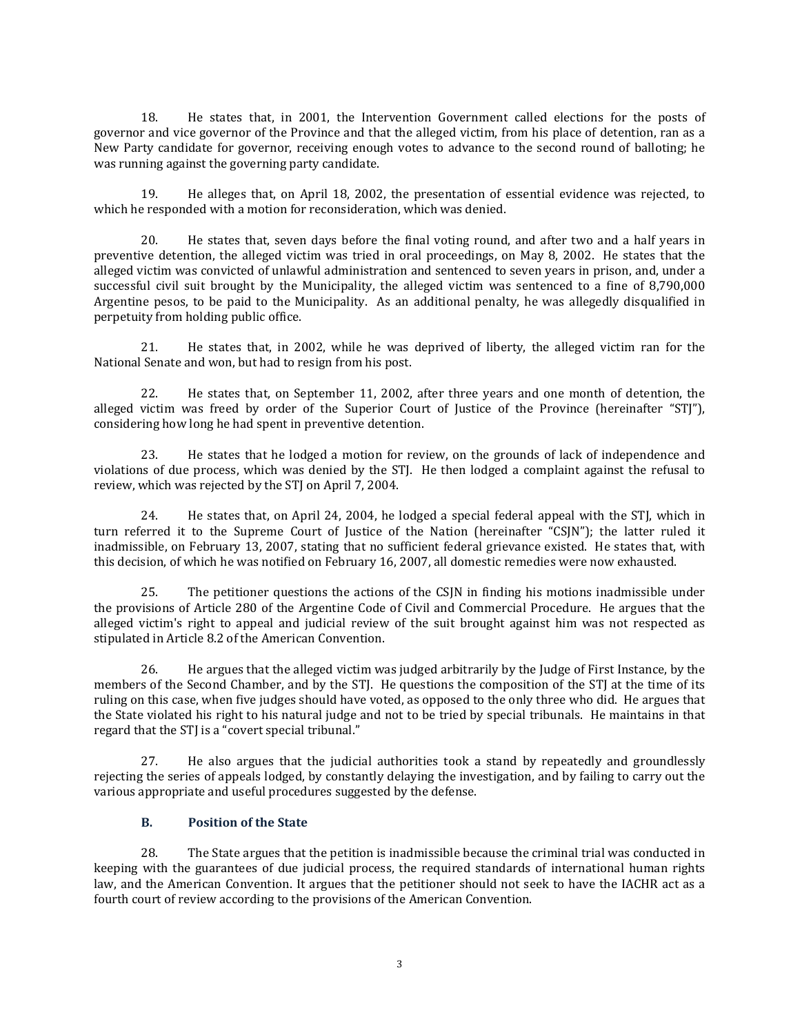18. He states that, in 2001, the Intervention Government called elections for the posts of governor and vice governor of the Province and that the alleged victim, from his place of detention, ran as a New Party candidate for governor, receiving enough votes to advance to the second round of balloting; he was running against the governing party candidate.

19. He alleges that, on April 18, 2002, the presentation of essential evidence was rejected, to which he responded with a motion for reconsideration, which was denied.

20. He states that, seven days before the final voting round, and after two and a half years in preventive detention, the alleged victim was tried in oral proceedings, on May 8, 2002. He states that the alleged victim was convicted of unlawful administration and sentenced to seven years in prison, and, under a successful civil suit brought by the Municipality, the alleged victim was sentenced to a fine of 8,790,000 Argentine pesos, to be paid to the Municipality. As an additional penalty, he was allegedly disqualified in perpetuity from holding public office.

21. He states that, in 2002, while he was deprived of liberty, the alleged victim ran for the National Senate and won, but had to resign from his post.

22. He states that, on September 11, 2002, after three years and one month of detention, the alleged victim was freed by order of the Superior Court of Justice of the Province (hereinafter "STJ"), considering how long he had spent in preventive detention.

23. He states that he lodged a motion for review, on the grounds of lack of independence and violations of due process, which was denied by the STJ. He then lodged a complaint against the refusal to review, which was rejected by the STJ on April 7, 2004.

24. He states that, on April 24, 2004, he lodged a special federal appeal with the STJ, which in turn referred it to the Supreme Court of Justice of the Nation (hereinafter "CSJN"); the latter ruled it inadmissible, on February 13, 2007, stating that no sufficient federal grievance existed. He states that, with this decision, of which he was notified on February 16, 2007, all domestic remedies were now exhausted.

25. The petitioner questions the actions of the CSJN in finding his motions inadmissible under the provisions of Article 280 of the Argentine Code of Civil and Commercial Procedure. He argues that the alleged victim's right to appeal and judicial review of the suit brought against him was not respected as stipulated in Article 8.2 of the American Convention.

26. He argues that the alleged victim was judged arbitrarily by the Judge of First Instance, by the members of the Second Chamber, and by the STJ. He questions the composition of the STJ at the time of its ruling on this case, when five judges should have voted, as opposed to the only three who did. He argues that the State violated his right to his natural judge and not to be tried by special tribunals. He maintains in that regard that the STJ is a "covert special tribunal."

27. He also argues that the judicial authorities took a stand by repeatedly and groundlessly rejecting the series of appeals lodged, by constantly delaying the investigation, and by failing to carry out the various appropriate and useful procedures suggested by the defense.

### B. Position of the State

28. The State argues that the petition is inadmissible because the criminal trial was conducted in keeping with the guarantees of due judicial process, the required standards of international human rights law, and the American Convention. It argues that the petitioner should not seek to have the IACHR act as a fourth court of review according to the provisions of the American Convention.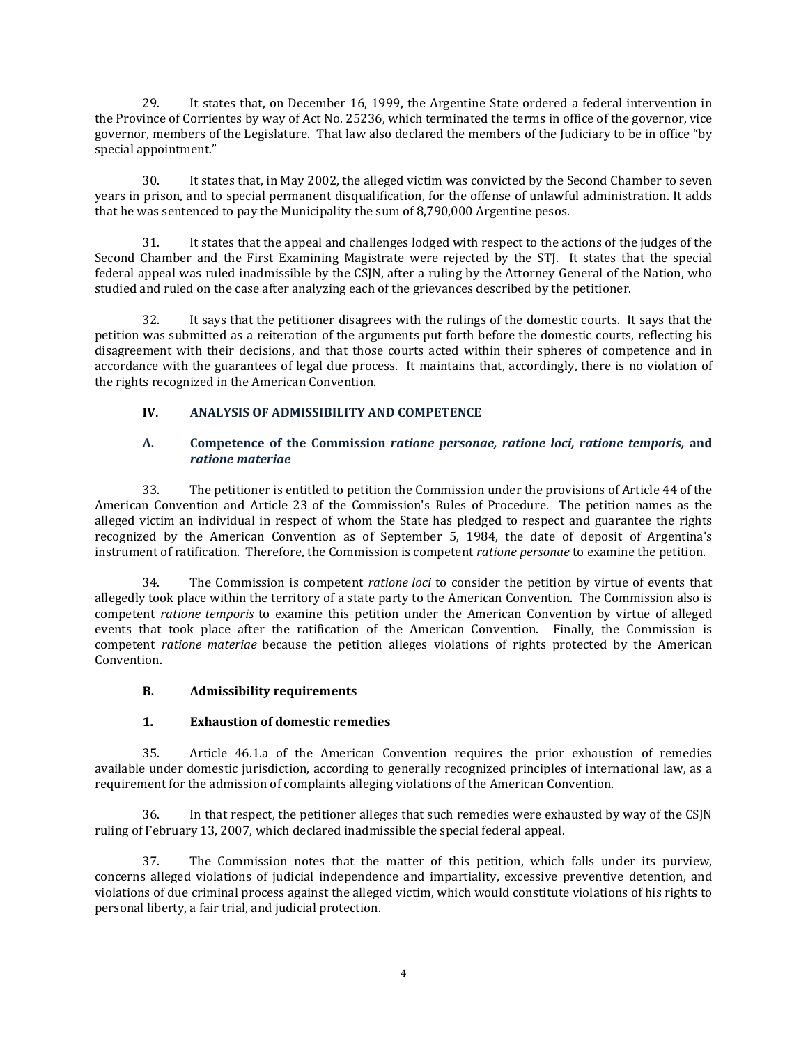29. It states that, on December 16, 1999, the Argentine State ordered a federal intervention in the Province of Corrientes by way of Act No. 25236, which terminated the terms in office of the governor, vice governor, members of the Legislature. That law also declared the members of the Judiciary to be in office "by special appointment."

30. It states that, in May 2002, the alleged victim was convicted by the Second Chamber to seven years in prison, and to special permanent disqualification, for the offense of unlawful administration. It adds that he was sentenced to pay the Municipality the sum of 8,790,000 Argentine pesos.

31. It states that the appeal and challenges lodged with respect to the actions of the judges of the Second Chamber and the First Examining Magistrate were rejected by the STJ. It states that the special federal appeal was ruled inadmissible by the CSJN, after a ruling by the Attorney General of the Nation, who studied and ruled on the case after analyzing each of the grievances described by the petitioner.

32. It says that the petitioner disagrees with the rulings of the domestic courts. It says that the petition was submitted as a reiteration of the arguments put forth before the domestic courts, reflecting his disagreement with their decisions, and that those courts acted within their spheres of competence and in accordance with the guarantees of legal due process. It maintains that, accordingly, there is no violation of the rights recognized in the American Convention.

## IV. ANALYSIS OF ADMISSIBILITY AND COMPETENCE

### A. Competence of the Commission *ratione personae, ratione loci, ratione temporis,* and *ratione materiae*

33. The petitioner is entitled to petition the Commission under the provisions of Article 44 of the American Convention and Article 23 of the Commission's Rules of Procedure. The petition names as the alleged victim an individual in respect of whom the State has pledged to respect and guarantee the rights recognized by the American Convention as of September 5, 1984, the date of deposit of Argentina's instrument of ratification. Therefore, the Commission is competent *ratione personae* to examine the petition.

34. The Commission is competent *ratione loci* to consider the petition by virtue of events that allegedly took place within the territory of a state party to the American Convention. The Commission also is competent *ratione temporis* to examine this petition under the American Convention by virtue of alleged events that took place after the ratification of the American Convention. Finally, the Commission is competent *ratione materiae* because the petition alleges violations of rights protected by the American Convention.

### B. Admissibility requirements

#### 1. Exhaustion of domestic remedies

35. Article 46.1.a of the American Convention requires the prior exhaustion of remedies available under domestic jurisdiction, according to generally recognized principles of international law, as a requirement for the admission of complaints alleging violations of the American Convention.

36. In that respect, the petitioner alleges that such remedies were exhausted by way of the CSJN ruling of February 13, 2007, which declared inadmissible the special federal appeal.

37. The Commission notes that the matter of this petition, which falls under its purview, concerns alleged violations of judicial independence and impartiality, excessive preventive detention, and violations of due criminal process against the alleged victim, which would constitute violations of his rights to personal liberty, a fair trial, and judicial protection.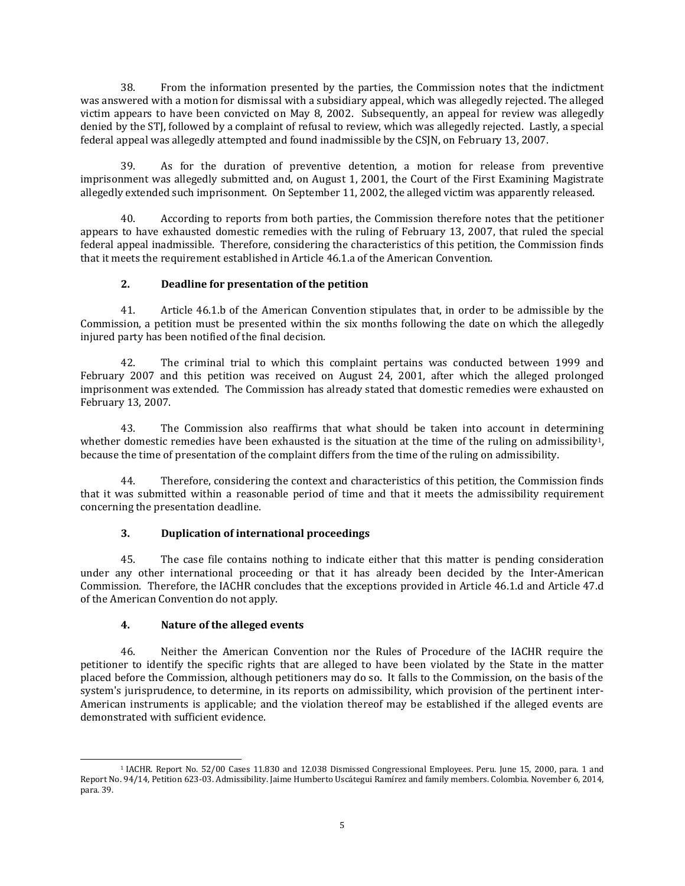38. From the information presented by the parties, the Commission notes that the indictment was answered with a motion for dismissal with a subsidiary appeal, which was allegedly rejected. The alleged victim appears to have been convicted on May 8, 2002. Subsequently, an appeal for review was allegedly denied by the STJ, followed by a complaint of refusal to review, which was allegedly rejected. Lastly, a special federal appeal was allegedly attempted and found inadmissible by the CSJN, on February 13, 2007.

39. As for the duration of preventive detention, a motion for release from preventive imprisonment was allegedly submitted and, on August 1, 2001, the Court of the First Examining Magistrate allegedly extended such imprisonment. On September 11, 2002, the alleged victim was apparently released.

40. According to reports from both parties, the Commission therefore notes that the petitioner appears to have exhausted domestic remedies with the ruling of February 13, 2007, that ruled the special federal appeal inadmissible. Therefore, considering the characteristics of this petition, the Commission finds that it meets the requirement established in Article 46.1.a of the American Convention.

### 2. Deadline for presentation of the petition

41. Article 46.1.b of the American Convention stipulates that, in order to be admissible by the Commission, a petition must be presented within the six months following the date on which the allegedly injured party has been notified of the final decision.

42. The criminal trial to which this complaint pertains was conducted between 1999 and February 2007 and this petition was received on August 24, 2001, after which the alleged prolonged imprisonment was extended. The Commission has already stated that domestic remedies were exhausted on February 13, 2007.

43. The Commission also reaffirms that what should be taken into account in determining whether domestic remedies have been exhausted is the situation at the time of the ruling on admissibility[1], because the time of presentation of the complaint differs from the time of the ruling on admissibility.

44. Therefore, considering the context and characteristics of this petition, the Commission finds that it was submitted within a reasonable period of time and that it meets the admissibility requirement concerning the presentation deadline.

### 3. Duplication of international proceedings

45. The case file contains nothing to indicate either that this matter is pending consideration under any other international proceeding or that it has already been decided by the Inter-American Commission. Therefore, the IACHR concludes that the exceptions provided in Article 46.1.d and Article 47.d of the American Convention do not apply.

### 4. Nature of the alleged events

46. Neither the American Convention nor the Rules of Procedure of the IACHR require the petitioner to identify the specific rights that are alleged to have been violated by the State in the matter placed before the Commission, although petitioners may do so. It falls to the Commission, on the basis of the system's jurisprudence, to determine, in its reports on admissibility, which provision of the pertinent inter-American instruments is applicable; and the violation thereof may be established if the alleged events are demonstrated with sufficient evidence.

---

[1] IACHR. Report No. 52/00 Cases 11.830 and 12.038 Dismissed Congressional Employees. Peru. June 15, 2000, para. 1 and Report No. 94/14, Petition 623-03. Admissibility. Jaime Humberto Uscátegui Ramírez and family members. Colombia. November 6, 2014, para. 39.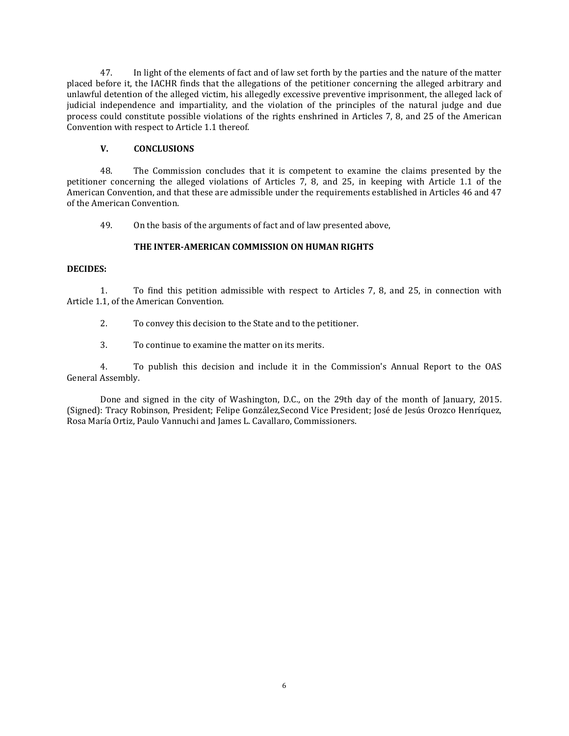47. In light of the elements of fact and of law set forth by the parties and the nature of the matter placed before it, the IACHR finds that the allegations of the petitioner concerning the alleged arbitrary and unlawful detention of the alleged victim, his allegedly excessive preventive imprisonment, the alleged lack of judicial independence and impartiality, and the violation of the principles of the natural judge and due process could constitute possible violations of the rights enshrined in Articles 7, 8, and 25 of the American Convention with respect to Article 1.1 thereof.

## V. CONCLUSIONS

48. The Commission concludes that it is competent to examine the claims presented by the petitioner concerning the alleged violations of Articles 7, 8, and 25, in keeping with Article 1.1 of the American Convention, and that these are admissible under the requirements established in Articles 46 and 47 of the American Convention.

49. On the basis of the arguments of fact and of law presented above,

**THE INTER-AMERICAN COMMISSION ON HUMAN RIGHTS**

**DECIDES:**

1. To find this petition admissible with respect to Articles 7, 8, and 25, in connection with Article 1.1, of the American Convention.

2. To convey this decision to the State and to the petitioner.

3. To continue to examine the matter on its merits.

4. To publish this decision and include it in the Commission's Annual Report to the OAS General Assembly.

Done and signed in the city of Washington, D.C., on the 29th day of the month of January, 2015. (Signed): Tracy Robinson, President; Felipe González,Second Vice President; José de Jesús Orozco Henríquez, Rosa María Ortiz, Paulo Vannuchi and James L. Cavallaro, Commissioners.